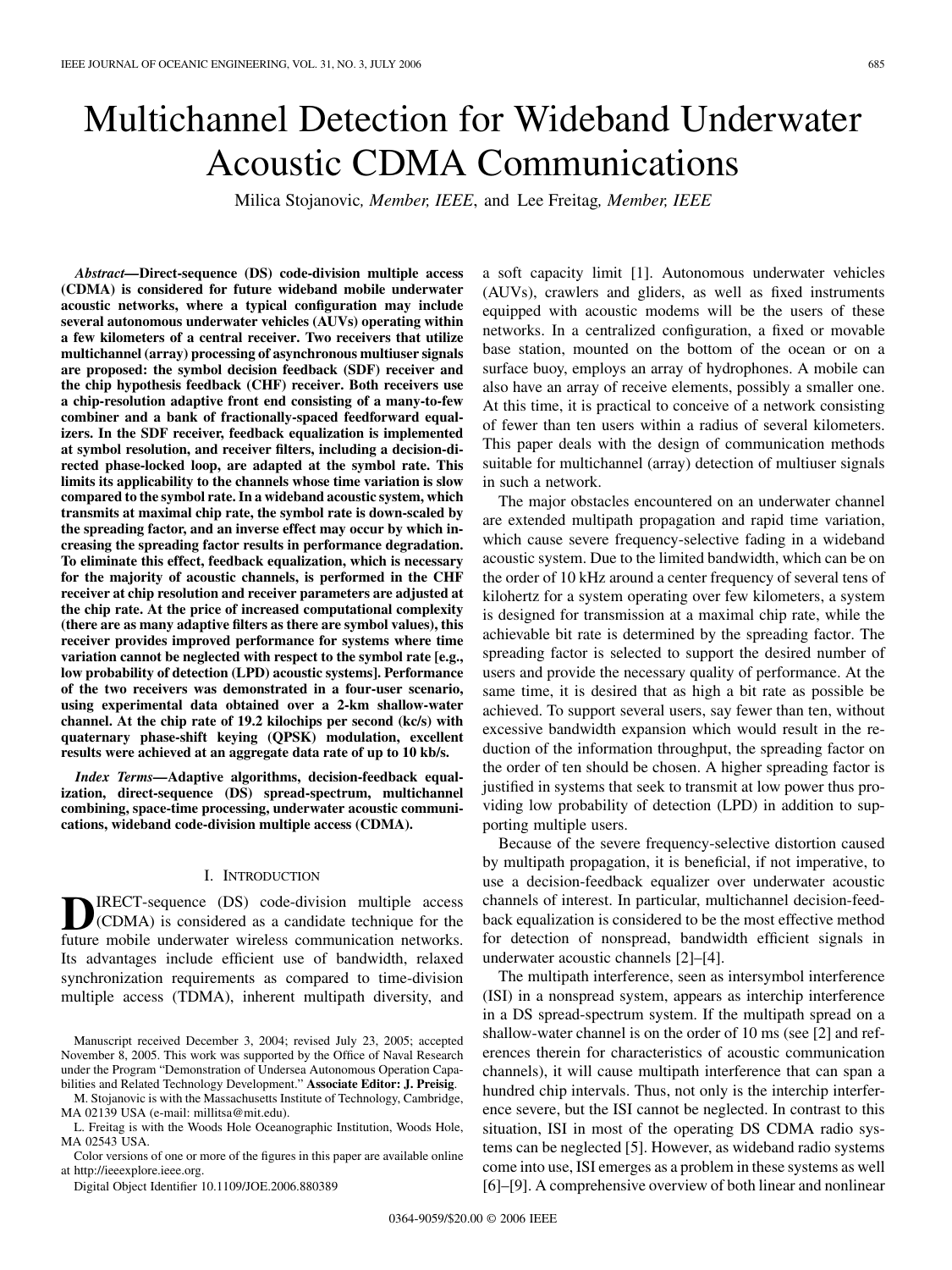# Multichannel Detection for Wideband Underwater Acoustic CDMA Communications

Milica Stojanovic, *Member, IEEE*, and Lee Freitag, *Member, IEEE*

***Abstract*—Direct-sequence (DS) code-division multiple access (CDMA) is considered for future wideband mobile underwater acoustic networks, where a typical configuration may include several autonomous underwater vehicles (AUVs) operating within a few kilometers of a central receiver. Two receivers that utilize multichannel (array) processing of asynchronous multiuser signals are proposed: the symbol decision feedback (SDF) receiver and the chip hypothesis feedback (CHF) receiver. Both receivers use a chip-resolution adaptive front end consisting of a many-to-few combiner and a bank of fractionally-spaced feedforward equalizers. In the SDF receiver, feedback equalization is implemented at symbol resolution, and receiver filters, including a decision-directed phase-locked loop, are adapted at the symbol rate. This limits its applicability to the channels whose time variation is slow compared to the symbol rate. In a wideband acoustic system, which transmits at maximal chip rate, the symbol rate is down-scaled by the spreading factor, and an inverse effect may occur by which increasing the spreading factor results in performance degradation. To eliminate this effect, feedback equalization, which is necessary for the majority of acoustic channels, is performed in the CHF receiver at chip resolution and receiver parameters are adjusted at the chip rate. At the price of increased computational complexity (there are as many adaptive filters as there are symbol values), this receiver provides improved performance for systems where time variation cannot be neglected with respect to the symbol rate [e.g., low probability of detection (LPD) acoustic systems]. Performance of the two receivers was demonstrated in a four-user scenario, using experimental data obtained over a 2-km shallow-water channel. At the chip rate of 19.2 kilochips per second (kc/s) with quaternary phase-shift keying (QPSK) modulation, excellent results were achieved at an aggregate data rate of up to 10 kb/s.**

***Index Terms*—Adaptive algorithms, decision-feedback equalization, direct-sequence (DS) spread-spectrum, multichannel combining, space-time processing, underwater acoustic communications, wideband code-division multiple access (CDMA).**

## I. Introduction

Direct-sequence (DS) code-division multiple access (CDMA) is considered as a candidate technique for the future mobile underwater wireless communication networks. Its advantages include efficient use of bandwidth, relaxed synchronization requirements as compared to time-division multiple access (TDMA), inherent multipath diversity, and a soft capacity limit [1]. Autonomous underwater vehicles (AUVs), crawlers and gliders, as well as fixed instruments equipped with acoustic modems will be the users of these networks. In a centralized configuration, a fixed or movable base station, mounted on the bottom of the ocean or on a surface buoy, employs an array of hydrophones. A mobile can also have an array of receive elements, possibly a smaller one. At this time, it is practical to conceive of a network consisting of fewer than ten users within a radius of several kilometers. This paper deals with the design of communication methods suitable for multichannel (array) detection of multiuser signals in such a network.

The major obstacles encountered on an underwater channel are extended multipath propagation and rapid time variation, which cause severe frequency-selective fading in a wideband acoustic system. Due to the limited bandwidth, which can be on the order of 10 kHz around a center frequency of several tens of kilohertz for a system operating over few kilometers, a system is designed for transmission at a maximal chip rate, while the achievable bit rate is determined by the spreading factor. The spreading factor is selected to support the desired number of users and provide the necessary quality of performance. At the same time, it is desired that as high a bit rate as possible be achieved. To support several users, say fewer than ten, without excessive bandwidth expansion which would result in the reduction of the information throughput, the spreading factor on the order of ten should be chosen. A higher spreading factor is justified in systems that seek to transmit at low power thus providing low probability of detection (LPD) in addition to supporting multiple users.

Because of the severe frequency-selective distortion caused by multipath propagation, it is beneficial, if not imperative, to use a decision-feedback equalizer over underwater acoustic channels of interest. In particular, multichannel decision-feedback equalization is considered to be the most effective method for detection of nonspread, bandwidth efficient signals in underwater acoustic channels [2]–[4].

The multipath interference, seen as intersymbol interference (ISI) in a nonspread system, appears as interchip interference in a DS spread-spectrum system. If the multipath spread on a shallow-water channel is on the order of 10 ms (see [2] and references therein for characteristics of acoustic communication channels), it will cause multipath interference that can span a hundred chip intervals. Thus, not only is the interchip interference severe, but the ISI cannot be neglected. In contrast to this situation, ISI in most of the operating DS CDMA radio systems can be neglected [5]. However, as wideband radio systems come into use, ISI emerges as a problem in these systems as well [6]–[9]. A comprehensive overview of both linear and nonlinear

Manuscript received December 3, 2004; revised July 23, 2005; accepted November 8, 2005. This work was supported by the Office of Naval Research under the Program "Demonstration of Undersea Autonomous Operation Capabilities and Related Technology Development." **Associate Editor: J. Preisig**.

M. Stojanovic is with the Massachusetts Institute of Technology, Cambridge, MA 02139 USA (e-mail: millitsa@mit.edu).

L. Freitag is with the Woods Hole Oceanographic Institution, Woods Hole, MA 02543 USA.

Color versions of one or more of the figures in this paper are available online at http://ieeexplore.ieee.org.

Digital Object Identifier 10.1109/JOE.2006.880389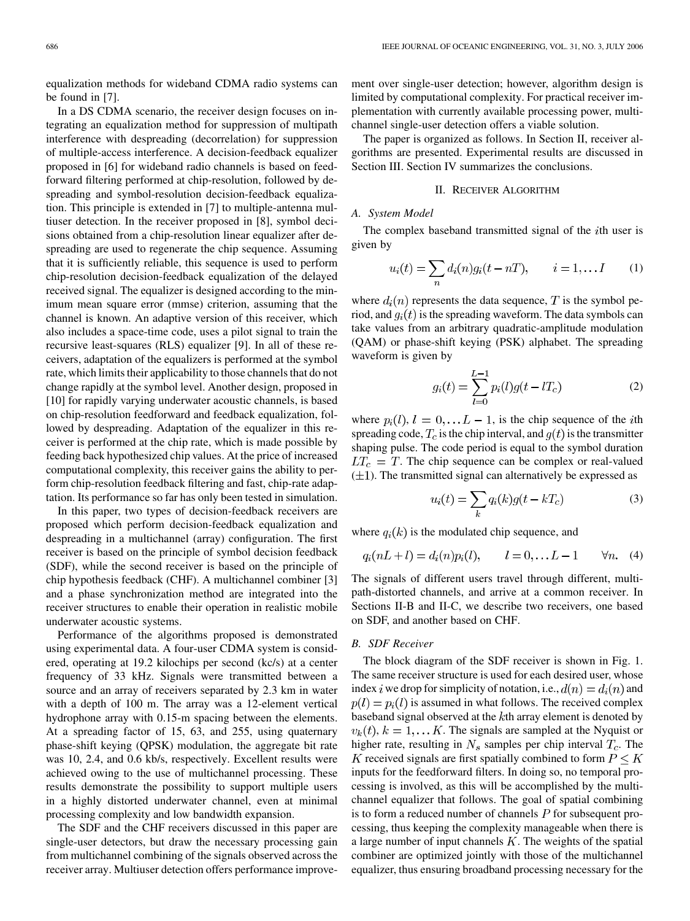equalization methods for wideband CDMA radio systems can be found in [7].

In a DS CDMA scenario, the receiver design focuses on integrating an equalization method for suppression of multipath interference with despreading (decorrelation) for suppression of multiple-access interference. A decision-feedback equalizer proposed in [6] for wideband radio channels is based on feedforward filtering performed at chip-resolution, followed by despreading and symbol-resolution decision-feedback equalization. This principle is extended in [7] to multiple-antenna multiuser detection. In the receiver proposed in [8], symbol decisions obtained from a chip-resolution linear equalizer after despreading are used to regenerate the chip sequence. Assuming that it is sufficiently reliable, this sequence is used to perform chip-resolution decision-feedback equalization of the delayed received signal. The equalizer is designed according to the minimum mean square error (mmse) criterion, assuming that the channel is known. An adaptive version of this receiver, which also includes a space-time code, uses a pilot signal to train the recursive least-squares (RLS) equalizer [9]. In all of these receivers, adaptation of the equalizers is performed at the symbol rate, which limits their applicability to those channels that do not change rapidly at the symbol level. Another design, proposed in [10] for rapidly varying underwater acoustic channels, is based on chip-resolution feedforward and feedback equalization, followed by despreading. Adaptation of the equalizer in this receiver is performed at the chip rate, which is made possible by feeding back hypothesized chip values. At the price of increased computational complexity, this receiver gains the ability to perform chip-resolution feedback filtering and fast, chip-rate adaptation. Its performance so far has only been tested in simulation.

In this paper, two types of decision-feedback receivers are proposed which perform decision-feedback equalization and despreading in a multichannel (array) configuration. The first receiver is based on the principle of symbol decision feedback (SDF), while the second receiver is based on the principle of chip hypothesis feedback (CHF). A multichannel combiner [3] and a phase synchronization method are integrated into the receiver structures to enable their operation in realistic mobile underwater acoustic systems.

Performance of the algorithms proposed is demonstrated using experimental data. A four-user CDMA system is considered, operating at 19.2 kilochips per second (kc/s) at a center frequency of 33 kHz. Signals were transmitted between a source and an array of receivers separated by 2.3 km in water with a depth of 100 m. The array was a 12-element vertical hydrophone array with 0.15-m spacing between the elements. At a spreading factor of 15, 63, and 255, using quaternary phase-shift keying (QPSK) modulation, the aggregate bit rate was 10, 2.4, and 0.6 kb/s, respectively. Excellent results were achieved owing to the use of multichannel processing. These results demonstrate the possibility to support multiple users in a highly distorted underwater channel, even at minimal processing complexity and low bandwidth expansion.

The SDF and the CHF receivers discussed in this paper are single-user detectors, but draw the necessary processing gain from multichannel combining of the signals observed across the receiver array. Multiuser detection offers performance improvement over single-user detection; however, algorithm design is limited by computational complexity. For practical receiver implementation with currently available processing power, multichannel single-user detection offers a viable solution.

The paper is organized as follows. In Section II, receiver algorithms are presented. Experimental results are discussed in Section III. Section IV summarizes the conclusions.

## II. Receiver Algorithm

### A. System Model

The complex baseband transmitted signal of the $i$th user is given by

$$u_i(t) = \sum_n d_i(n) g_i(t - nT), \qquad i = 1, \dots I \tag{1}$$

where $d_i(n)$ represents the data sequence, $T$ is the symbol period, and $g_i(t)$ is the spreading waveform. The data symbols can take values from an arbitrary quadratic-amplitude modulation (QAM) or phase-shift keying (PSK) alphabet. The spreading waveform is given by

$$g_i(t) = \sum_{l=0}^{L-1} p_i(l) g(t - lT_c) \tag{2}$$

where $p_i(l)$, $l = 0, \dots L-1$, is the chip sequence of the $i$th spreading code, $T_c$ is the chip interval, and $g(t)$ is the transmitter shaping pulse. The code period is equal to the symbol duration $LT_c = T$. The chip sequence can be complex or real-valued ($\pm 1$). The transmitted signal can alternatively be expressed as

$$u_i(t) = \sum_k q_i(k) g(t - kT_c) \tag{3}$$

where $q_i(k)$ is the modulated chip sequence, and

$$q_i(nL + l) = d_i(n) p_i(l), \qquad l = 0, \dots L-1 \qquad \forall n. \tag{4}$$

The signals of different users travel through different, multipath-distorted channels, and arrive at a common receiver. In Sections II-B and II-C, we describe two receivers, one based on SDF, and another based on CHF.

### B. SDF Receiver

The block diagram of the SDF receiver is shown in Fig. 1. The same receiver structure is used for each desired user, whose index $i$ we drop for simplicity of notation, i.e., $d(n) = d_i(n)$ and $p(l) = p_i(l)$ is assumed in what follows. The received complex baseband signal observed at the $k$th array element is denoted by $v_k(t)$, $k = 1, \dots K$. The signals are sampled at the Nyquist or higher rate, resulting in $N_s$ samples per chip interval $T_c$. The $K$ received signals are first spatially combined to form $P \le K$ inputs for the feedforward filters. In doing so, no temporal processing is involved, as this will be accomplished by the multichannel equalizer that follows. The goal of spatial combining is to form a reduced number of channels $P$ for subsequent processing, thus keeping the complexity manageable when there is a large number of input channels $K$. The weights of the spatial combiner are optimized jointly with those of the multichannel equalizer, thus ensuring broadband processing necessary for the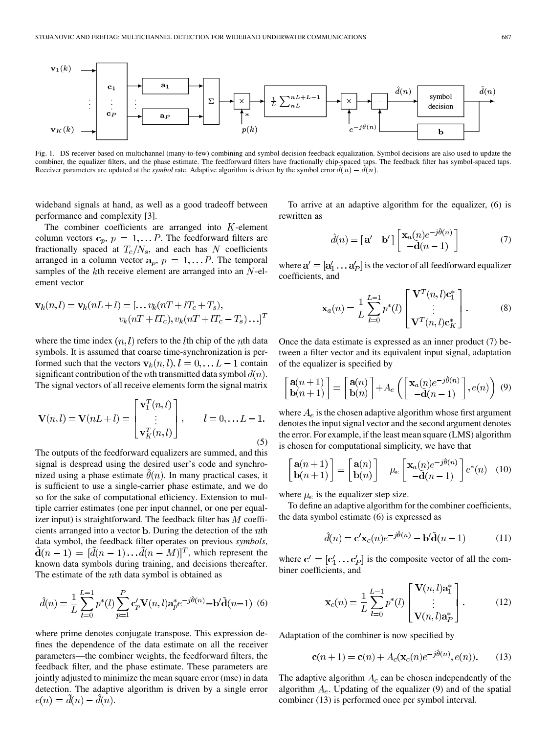Fig. 1. DS receiver based on multichannel (many-to-few) combining and symbol decision feedback equalization. Symbol decisions are also used to update the combiner, the equalizer filters, and the phase estimate. The feedforward filters have fractionally chip-spaced taps. The feedback filter has symbol-spaced taps. Receiver parameters are updated at the *symbol* rate. Adaptive algorithm is driven by the symbol error $\tilde{d}(n) - \hat{d}(n)$.

wideband signals at hand, as well as a good tradeoff between performance and complexity [3].

The combiner coefficients are arranged into $K$-element column vectors $\mathbf{c}_p$, $p = 1, \ldots P$. The feedforward filters are fractionally spaced at $T_c/N_s$, and each has $N$ coefficients arranged in a column vector $\mathbf{a}_p$, $p = 1, \ldots P$. The temporal samples of the $k$th receive element are arranged into an $N$-element vector

$$\mathbf{v}_k(n,l) = \mathbf{v}_k(nL+l) = [\ldots v_k(nT + lT_c + T_s), v_k(nT + lT_c), v_k(nT + lT_c - T_s) \ldots]^T$$

where the time index $(n,l)$ refers to the $l$th chip of the $n$th data symbols. It is assumed that coarse time-synchronization is performed such that the vectors $\mathbf{v}_k(n,l)$, $l = 0, \ldots L-1$ contain significant contribution of the $n$th transmitted data symbol $d(n)$. The signal vectors of all receive elements form the signal matrix

$$\mathbf{V}(n,l) = \mathbf{V}(nL+l) = \begin{bmatrix} \mathbf{v}_1^T(n,l) \\ \vdots \\ \mathbf{v}_K^T(n,l) \end{bmatrix}, \qquad l = 0, \ldots L-1. \tag{5}$$

The outputs of the feedforward equalizers are summed, and this signal is despread using the desired user's code and synchronized using a phase estimate $\hat{\theta}(n)$. In many practical cases, it is sufficient to use a single-carrier phase estimate, and we do so for the sake of computational efficiency. Extension to multiple carrier estimates (one per input channel, or one per equalizer input) is straightforward. The feedback filter has $M$ coefficients arranged into a vector $\mathbf{b}$. During the detection of the $n$th data symbol, the feedback filter operates on previous *symbols*, $\tilde{\mathbf{d}}(n-1) = [\tilde{d}(n-1) \ldots \tilde{d}(n-M)]^T$, which represent the known data symbols during training, and decisions thereafter. The estimate of the $n$th data symbol is obtained as

$$\hat{d}(n) = \frac{1}{L}\sum_{l=0}^{L-1} p^*(l) \sum_{p=1}^{P} \mathbf{c}_p' \mathbf{V}(n,l)\mathbf{a}_p^* e^{-j\hat{\theta}(n)} - \mathbf{b}'\tilde{\mathbf{d}}(n-1) \tag{6}$$

where prime denotes conjugate transpose. This expression defines the dependence of the data estimate on all the receiver parameters—the combiner weights, the feedforward filters, the feedback filter, and the phase estimate. These parameters are jointly adjusted to minimize the mean square error (mse) in data detection. The adaptive algorithm is driven by a single error $e(n) = \tilde{d}(n) - \hat{d}(n)$.

To arrive at an adaptive algorithm for the equalizer, (6) is rewritten as

$$\hat{d}(n) = [\mathbf{a}' \quad \mathbf{b}'] \begin{bmatrix} \mathbf{x}_a(n) e^{-j\hat{\theta}(n)} \\ -\tilde{\mathbf{d}}(n-1) \end{bmatrix} \tag{7}$$

where $\mathbf{a}' = [\mathbf{a}_1' \ldots \mathbf{a}_P']$ is the vector of all feedforward equalizer coefficients, and

$$\mathbf{x}_a(n) = \frac{1}{L}\sum_{l=0}^{L-1} p^*(l) \begin{bmatrix} \mathbf{V}^T(n,l)\mathbf{c}_1^* \\ \vdots \\ \mathbf{V}^T(n,l)\mathbf{c}_K^* \end{bmatrix}. \tag{8}$$

Once the data estimate is expressed as an inner product (7) between a filter vector and its equivalent input signal, adaptation of the equalizer is specified by

$$\begin{bmatrix} \mathbf{a}(n+1) \\ \mathbf{b}(n+1) \end{bmatrix} = \begin{bmatrix} \mathbf{a}(n) \\ \mathbf{b}(n) \end{bmatrix} + A_e\left( \begin{bmatrix} \mathbf{x}_a(n) e^{-j\hat{\theta}(n)} \\ -\tilde{\mathbf{d}}(n-1) \end{bmatrix}, e(n) \right) \tag{9}$$

where $A_e$ is the chosen adaptive algorithm whose first argument denotes the input signal vector and the second argument denotes the error. For example, if the least mean square (LMS) algorithm is chosen for computational simplicity, we have that

$$\begin{bmatrix} \mathbf{a}(n+1) \\ \mathbf{b}(n+1) \end{bmatrix} = \begin{bmatrix} \mathbf{a}(n) \\ \mathbf{b}(n) \end{bmatrix} + \mu_e \begin{bmatrix} \mathbf{x}_a(n) e^{-j\hat{\theta}(n)} \\ -\tilde{\mathbf{d}}(n-1) \end{bmatrix} e^*(n) \tag{10}$$

where $\mu_e$ is the equalizer step size.

To define an adaptive algorithm for the combiner coefficients, the data symbol estimate (6) is expressed as

$$\hat{d}(n) = \mathbf{c}'\mathbf{x}_c(n) e^{-j\hat{\theta}(n)} - \mathbf{b}'\tilde{\mathbf{d}}(n-1) \tag{11}$$

where $\mathbf{c}' = [\mathbf{c}_1' \ldots \mathbf{c}_P']$ is the composite vector of all the combiner coefficients, and

$$\mathbf{x}_c(n) = \frac{1}{L}\sum_{l=0}^{L-1} p^*(l) \begin{bmatrix} \mathbf{V}(n,l)\mathbf{a}_1^* \\ \vdots \\ \mathbf{V}(n,l)\mathbf{a}_P^* \end{bmatrix}. \tag{12}$$

Adaptation of the combiner is now specified by

$$\mathbf{c}(n+1) = \mathbf{c}(n) + A_c(\mathbf{x}_c(n) e^{-j\hat{\theta}(n)}, e(n)). \tag{13}$$

The adaptive algorithm $A_c$ can be chosen independently of the algorithm $A_e$. Updating of the equalizer (9) and of the spatial combiner (13) is performed once per symbol interval.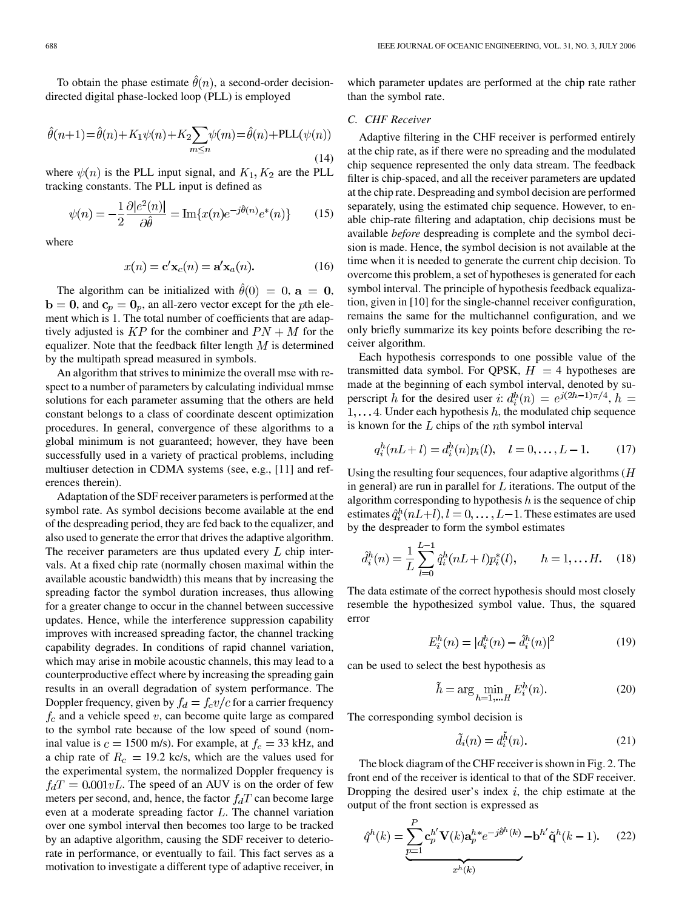To obtain the phase estimate $\hat{\theta}(n)$, a second-order decision-directed digital phase-locked loop (PLL) is employed

$$\hat{\theta}(n+1)=\hat{\theta}(n)+K_1\psi(n)+K_2\sum_{m\leq n}\psi(m)=\hat{\theta}(n)+\mathrm{PLL}(\psi(n)) \tag{14}$$

where $\psi(n)$ is the PLL input signal, and $K_1, K_2$ are the PLL tracking constants. The PLL input is defined as

$$\psi(n) = -\frac{1}{2}\frac{\partial |e^2(n)|}{\partial \hat{\theta}} = \mathrm{Im}\{x(n)e^{-j\hat{\theta}(n)}e^*(n)\} \tag{15}$$

where

$$x(n) = \mathbf{c}'\mathbf{x}_c(n) = \mathbf{a}'\mathbf{x}_a(n). \tag{16}$$

The algorithm can be initialized with $\hat{\theta}(0) = 0$, $\mathbf{a} = \mathbf{0}$, $\mathbf{b} = \mathbf{0}$, and $\mathbf{c}_p = \mathbf{0}_p$, an all-zero vector except for the $p$th element which is 1. The total number of coefficients that are adaptively adjusted is $KP$ for the combiner and $PN + M$ for the equalizer. Note that the feedback filter length $M$ is determined by the multipath spread measured in symbols.

An algorithm that strives to minimize the overall mse with respect to a number of parameters by calculating individual mmse solutions for each parameter assuming that the others are held constant belongs to a class of coordinate descent optimization procedures. In general, convergence of these algorithms to a global minimum is not guaranteed; however, they have been successfully used in a variety of practical problems, including multiuser detection in CDMA systems (see, e.g., [11] and references therein).

Adaptation of the SDF receiver parameters is performed at the symbol rate. As symbol decisions become available at the end of the despreading period, they are fed back to the equalizer, and also used to generate the error that drives the adaptive algorithm. The receiver parameters are thus updated every $L$ chip intervals. At a fixed chip rate (normally chosen maximal within the available acoustic bandwidth) this means that by increasing the spreading factor the symbol duration increases, thus allowing for a greater change to occur in the channel between successive updates. Hence, while the interference suppression capability improves with increased spreading factor, the channel tracking capability degrades. In conditions of rapid channel variation, which may arise in mobile acoustic channels, this may lead to a counterproductive effect where by increasing the spreading gain results in an overall degradation of system performance. The Doppler frequency, given by $f_d = f_c v/c$ for a carrier frequency $f_c$ and a vehicle speed $v$, can become quite large as compared to the symbol rate because of the low speed of sound (nominal value is $c = 1500$ m/s). For example, at $f_c = 33$ kHz, and a chip rate of $R_c = 19.2$ kc/s, which are the values used for the experimental system, the normalized Doppler frequency is $f_d T = 0.001vL$. The speed of an AUV is on the order of few meters per second, and, hence, the factor $f_d T$ can become large even at a moderate spreading factor $L$. The channel variation over one symbol interval then becomes too large to be tracked by an adaptive algorithm, causing the SDF receiver to deteriorate in performance, or eventually to fail. This fact serves as a motivation to investigate a different type of adaptive receiver, in which parameter updates are performed at the chip rate rather than the symbol rate.

### C. CHF Receiver

Adaptive filtering in the CHF receiver is performed entirely at the chip rate, as if there were no spreading and the modulated chip sequence represented the only data stream. The feedback filter is chip-spaced, and all the receiver parameters are updated at the chip rate. Despreading and symbol decision are performed separately, using the estimated chip sequence. However, to enable chip-rate filtering and adaptation, chip decisions must be available *before* despreading is complete and the symbol decision is made. Hence, the symbol decision is not available at the time when it is needed to generate the current chip decision. To overcome this problem, a set of hypotheses is generated for each symbol interval. The principle of hypothesis feedback equalization, given in [10] for the single-channel receiver configuration, remains the same for the multichannel configuration, and we only briefly summarize its key points before describing the receiver algorithm.

Each hypothesis corresponds to one possible value of the transmitted data symbol. For QPSK, $H = 4$ hypotheses are made at the beginning of each symbol interval, denoted by superscript $h$ for the desired user $i$: $d_i^h(n) = e^{j(2h-1)\pi/4}$, $h = 1, \ldots 4$. Under each hypothesis $h$, the modulated chip sequence is known for the $L$ chips of the $n$th symbol interval

$$q_i^h(nL+l) = d_i^h(n)p_i(l), \quad l = 0, \ldots, L-1. \tag{17}$$

Using the resulting four sequences, four adaptive algorithms ($H$ in general) are run in parallel for $L$ iterations. The output of the algorithm corresponding to hypothesis $h$ is the sequence of chip estimates $\hat{q}_i^h(nL+l), l = 0, \ldots, L-1$. These estimates are used by the despreader to form the symbol estimates

$$\hat{d}_i^h(n) = \frac{1}{L}\sum_{l=0}^{L-1}\hat{q}_i^h(nL+l)p_i^*(l), \qquad h = 1, \ldots H. \tag{18}$$

The data estimate of the correct hypothesis should most closely resemble the hypothesized symbol value. Thus, the squared error

$$E_i^h(n) = |d_i^h(n) - \hat{d}_i^h(n)|^2 \tag{19}$$

can be used to select the best hypothesis as

$$\tilde{h} = \arg\min_{h=1,\ldots H} E_i^h(n). \tag{20}$$

The corresponding symbol decision is

$$\tilde{d}_i(n) = d_i^{\tilde{h}}(n). \tag{21}$$

The block diagram of the CHF receiver is shown in Fig. 2. The front end of the receiver is identical to that of the SDF receiver. Dropping the desired user's index $i$, the chip estimate at the output of the front section is expressed as

$$\hat{q}^h(k) = \underbrace{\sum_{p=1}^{P}\mathbf{c}_p^{h\prime}\mathbf{V}(k)\mathbf{a}_p^{h*}e^{-j\hat{\theta}^h(k)}}_{x^h(k)} - \mathbf{b}^{h\prime}\tilde{\mathbf{q}}^h(k-1). \tag{22}$$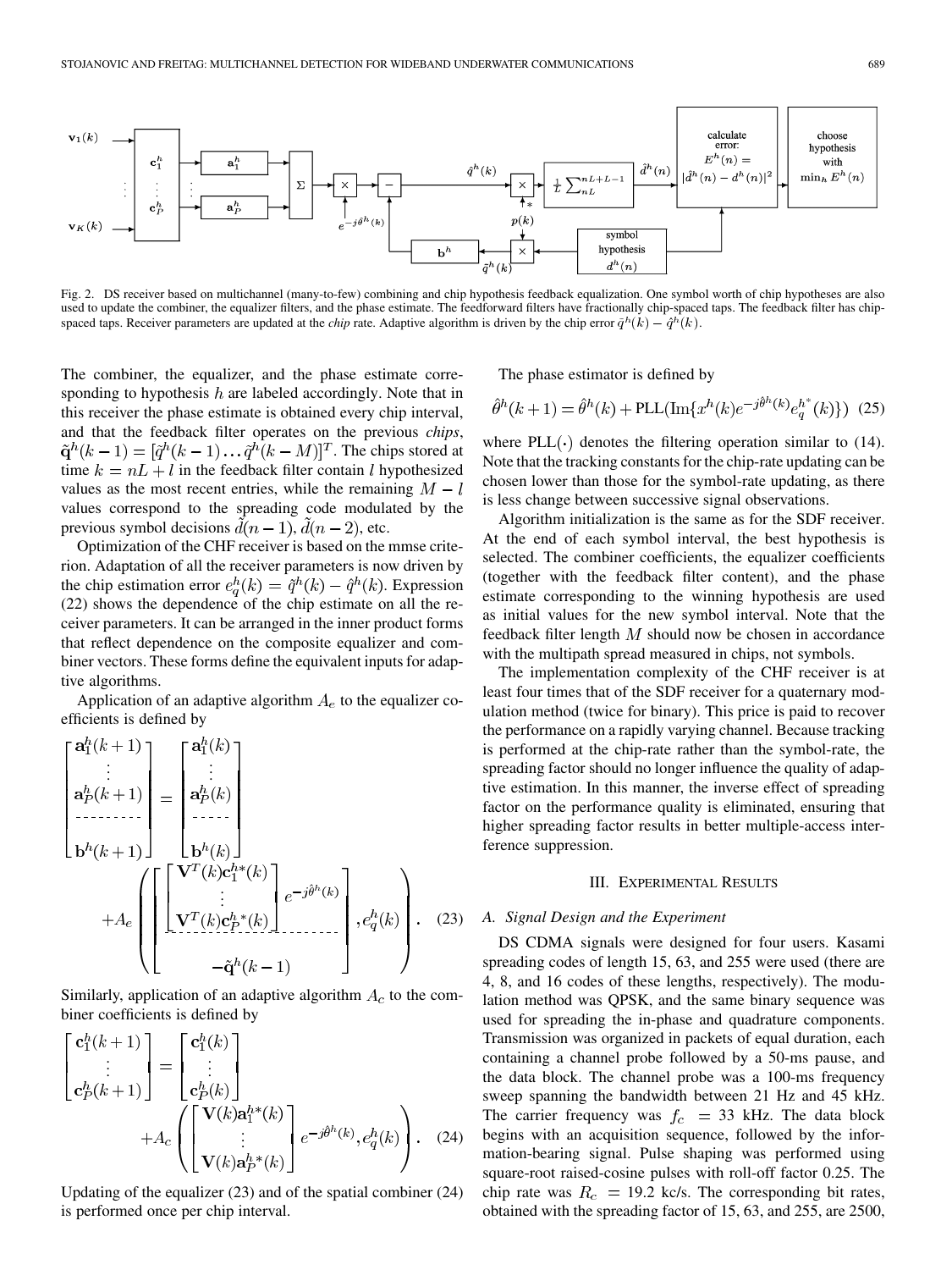Fig. 2. DS receiver based on multichannel (many-to-few) combining and chip hypothesis feedback equalization. One symbol worth of chip hypotheses are also used to update the combiner, the equalizer filters, and the phase estimate. The feedforward filters have fractionally chip-spaced taps. The feedback filter has chip-spaced taps. Receiver parameters are updated at the *chip* rate. Adaptive algorithm is driven by the chip error $\tilde{q}^h(k) - \hat{q}^h(k)$.

The combiner, the equalizer, and the phase estimate corresponding to hypothesis $h$ are labeled accordingly. Note that in this receiver the phase estimate is obtained every chip interval, and that the feedback filter operates on the previous *chips*, $\tilde{\mathbf{q}}^h(k-1) = [\tilde{q}^h(k-1) \ldots \tilde{q}^h(k-M)]^T$. The chips stored at time $k = nL + l$ in the feedback filter contain $l$ hypothesized values as the most recent entries, while the remaining $M - l$ values correspond to the spreading code modulated by the previous symbol decisions $\tilde{d}(n-1)$, $\tilde{d}(n-2)$, etc.

Optimization of the CHF receiver is based on the mmse criterion. Adaptation of all the receiver parameters is now driven by the chip estimation error $e_q^h(k) = \tilde{q}^h(k) - \hat{q}^h(k)$. Expression (22) shows the dependence of the chip estimate on all the receiver parameters. It can be arranged in the inner product forms that reflect dependence on the composite equalizer and combiner vectors. These forms define the equivalent inputs for adaptive algorithms.

Application of an adaptive algorithm $A_e$ to the equalizer coefficients is defined by

$$\begin{bmatrix} \mathbf{a}_1^h(k+1) \\ \vdots \\ \mathbf{a}_P^h(k+1) \\ \hline \mathbf{b}^h(k+1) \end{bmatrix} = \begin{bmatrix} \mathbf{a}_1^h(k) \\ \vdots \\ \mathbf{a}_P^h(k) \\ \hline \mathbf{b}^h(k) \end{bmatrix} + A_e\left( \begin{bmatrix} \begin{bmatrix} \mathbf{V}^T(k)\mathbf{c}_1^{h*}(k) \\ \vdots \\ \mathbf{V}^T(k)\mathbf{c}_P^{h*}(k) \end{bmatrix} e^{-j\hat{\theta}^h(k)} \\ \hline -\tilde{\mathbf{q}}^h(k-1) \end{bmatrix}, e_q^h(k) \right). \quad (23)$$

Similarly, application of an adaptive algorithm $A_c$ to the combiner coefficients is defined by

$$\begin{bmatrix} \mathbf{c}_1^h(k+1) \\ \vdots \\ \mathbf{c}_P^h(k+1) \end{bmatrix} = \begin{bmatrix} \mathbf{c}_1^h(k) \\ \vdots \\ \mathbf{c}_P^h(k) \end{bmatrix} + A_c\left( \begin{bmatrix} \mathbf{V}(k)\mathbf{a}_1^{h*}(k) \\ \vdots \\ \mathbf{V}(k)\mathbf{a}_P^{h*}(k) \end{bmatrix} e^{-j\hat{\theta}^h(k)}, e_q^h(k) \right). \quad (24)$$

Updating of the equalizer (23) and of the spatial combiner (24) is performed once per chip interval.

The phase estimator is defined by

$$\hat{\theta}^h(k+1) = \hat{\theta}^h(k) + \mathrm{PLL}(\mathrm{Im}\{x^h(k)e^{-j\hat{\theta}^h(k)}e_q^{h^*}(k)\}) \quad (25)$$

where $\mathrm{PLL}(\cdot)$ denotes the filtering operation similar to (14). Note that the tracking constants for the chip-rate updating can be chosen lower than those for the symbol-rate updating, as there is less change between successive signal observations.

Algorithm initialization is the same as for the SDF receiver. At the end of each symbol interval, the best hypothesis is selected. The combiner coefficients, the equalizer coefficients (together with the feedback filter content), and the phase estimate corresponding to the winning hypothesis are used as initial values for the new symbol interval. Note that the feedback filter length $M$ should now be chosen in accordance with the multipath spread measured in chips, not symbols.

The implementation complexity of the CHF receiver is at least four times that of the SDF receiver for a quaternary modulation method (twice for binary). This price is paid to recover the performance on a rapidly varying channel. Because tracking is performed at the chip-rate rather than the symbol-rate, the spreading factor should no longer influence the quality of adaptive estimation. In this manner, the inverse effect of spreading factor on the performance quality is eliminated, ensuring that higher spreading factor results in better multiple-access interference suppression.

## III. Experimental Results

### A. Signal Design and the Experiment

DS CDMA signals were designed for four users. Kasami spreading codes of length 15, 63, and 255 were used (there are 4, 8, and 16 codes of these lengths, respectively). The modulation method was QPSK, and the same binary sequence was used for spreading the in-phase and quadrature components. Transmission was organized in packets of equal duration, each containing a channel probe followed by a 50-ms pause, and the data block. The channel probe was a 100-ms frequency sweep spanning the bandwidth between 21 Hz and 45 kHz. The carrier frequency was $f_c = 33$ kHz. The data block begins with an acquisition sequence, followed by the information-bearing signal. Pulse shaping was performed using square-root raised-cosine pulses with roll-off factor 0.25. The chip rate was $R_c = 19.2$ kc/s. The corresponding bit rates, obtained with the spreading factor of 15, 63, and 255, are 2500,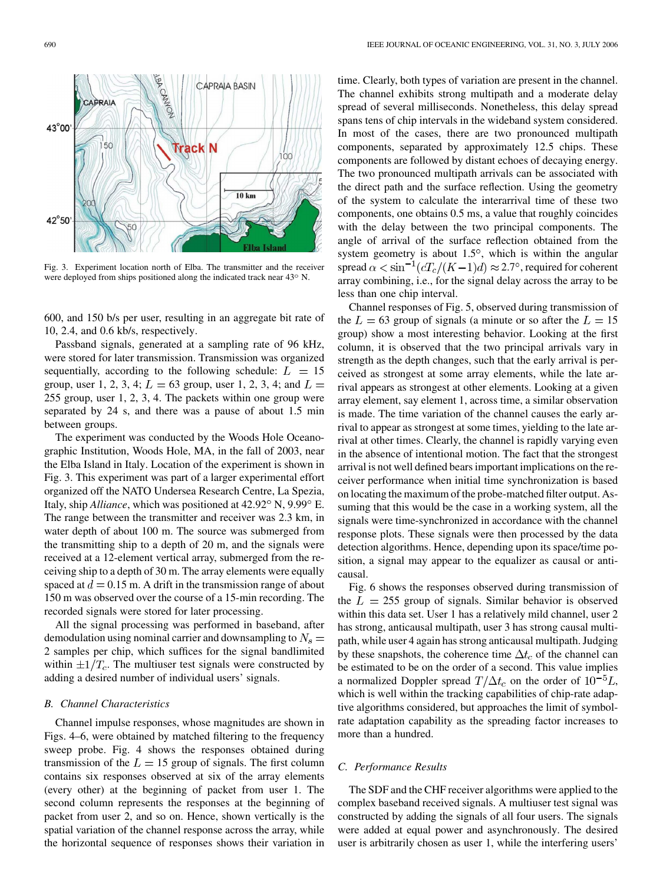Fig. 3. Experiment location north of Elba. The transmitter and the receiver were deployed from ships positioned along the indicated track near 43° N.

600, and 150 b/s per user, resulting in an aggregate bit rate of 10, 2.4, and 0.6 kb/s, respectively.

Passband signals, generated at a sampling rate of 96 kHz, were stored for later transmission. Transmission was organized sequentially, according to the following schedule: $L = 15$ group, user 1, 2, 3, 4; $L = 63$ group, user 1, 2, 3, 4; and $L = 255$ group, user 1, 2, 3, 4. The packets within one group were separated by 24 s, and there was a pause of about 1.5 min between groups.

The experiment was conducted by the Woods Hole Oceanographic Institution, Woods Hole, MA, in the fall of 2003, near the Elba Island in Italy. Location of the experiment is shown in Fig. 3. This experiment was part of a larger experimental effort organized off the NATO Undersea Research Centre, La Spezia, Italy, ship *Alliance*, which was positioned at 42.92° N, 9.99° E. The range between the transmitter and receiver was 2.3 km, in water depth of about 100 m. The source was submerged from the transmitting ship to a depth of 20 m, and the signals were received at a 12-element vertical array, submerged from the receiving ship to a depth of 30 m. The array elements were equally spaced at $d = 0.15$ m. A drift in the transmission range of about 150 m was observed over the course of a 15-min recording. The recorded signals were stored for later processing.

All the signal processing was performed in baseband, after demodulation using nominal carrier and downsampling to $N_s = 2$ samples per chip, which suffices for the signal bandlimited within $\pm 1/T_c$. The multiuser test signals were constructed by adding a desired number of individual users' signals.

### B. Channel Characteristics

Channel impulse responses, whose magnitudes are shown in Figs. 4–6, were obtained by matched filtering to the frequency sweep probe. Fig. 4 shows the responses obtained during transmission of the $L = 15$ group of signals. The first column contains six responses observed at six of the array elements (every other) at the beginning of packet from user 1. The second column represents the responses at the beginning of packet from user 2, and so on. Hence, shown vertically is the spatial variation of the channel response across the array, while the horizontal sequence of responses shows their variation in time. Clearly, both types of variation are present in the channel. The channel exhibits strong multipath and a moderate delay spread of several milliseconds. Nonetheless, this delay spread spans tens of chip intervals in the wideband system considered. In most of the cases, there are two pronounced multipath components, separated by approximately 12.5 chips. These components are followed by distant echoes of decaying energy. The two pronounced multipath arrivals can be associated with the direct path and the surface reflection. Using the geometry of the system to calculate the interarrival time of these two components, one obtains 0.5 ms, a value that roughly coincides with the delay between the two principal components. The angle of arrival of the surface reflection obtained from the system geometry is about 1.5°, which is within the angular spread $\alpha < \sin^{-1}(cT_c/(K-1)d) \approx 2.7°$, required for coherent array combining, i.e., for the signal delay across the array to be less than one chip interval.

Channel responses of Fig. 5, observed during transmission of the $L = 63$ group of signals (a minute or so after the $L = 15$ group) show a most interesting behavior. Looking at the first column, it is observed that the two principal arrivals vary in strength as the depth changes, such that the early arrival is perceived as strongest at some array elements, while the late arrival appears as strongest at other elements. Looking at a given array element, say element 1, across time, a similar observation is made. The time variation of the channel causes the early arrival to appear as strongest at some times, yielding to the late arrival at other times. Clearly, the channel is rapidly varying even in the absence of intentional motion. The fact that the strongest arrival is not well defined bears important implications on the receiver performance when initial time synchronization is based on locating the maximum of the probe-matched filter output. Assuming that this would be the case in a working system, all the signals were time-synchronized in accordance with the channel response plots. These signals were then processed by the data detection algorithms. Hence, depending upon its space/time position, a signal may appear to the equalizer as causal or anticausal.

Fig. 6 shows the responses observed during transmission of the $L = 255$ group of signals. Similar behavior is observed within this data set. User 1 has a relatively mild channel, user 2 has strong, anticausal multipath, user 3 has strong causal multipath, while user 4 again has strong anticausal multipath. Judging by these snapshots, the coherence time $\Delta t_c$ of the channel can be estimated to be on the order of a second. This value implies a normalized Doppler spread $T/\Delta t_c$ on the order of $10^{-5}L$, which is well within the tracking capabilities of chip-rate adaptive algorithms considered, but approaches the limit of symbol-rate adaptation capability as the spreading factor increases to more than a hundred.

### C. Performance Results

The SDF and the CHF receiver algorithms were applied to the complex baseband received signals. A multiuser test signal was constructed by adding the signals of all four users. The signals were added at equal power and asynchronously. The desired user is arbitrarily chosen as user 1, while the interfering users'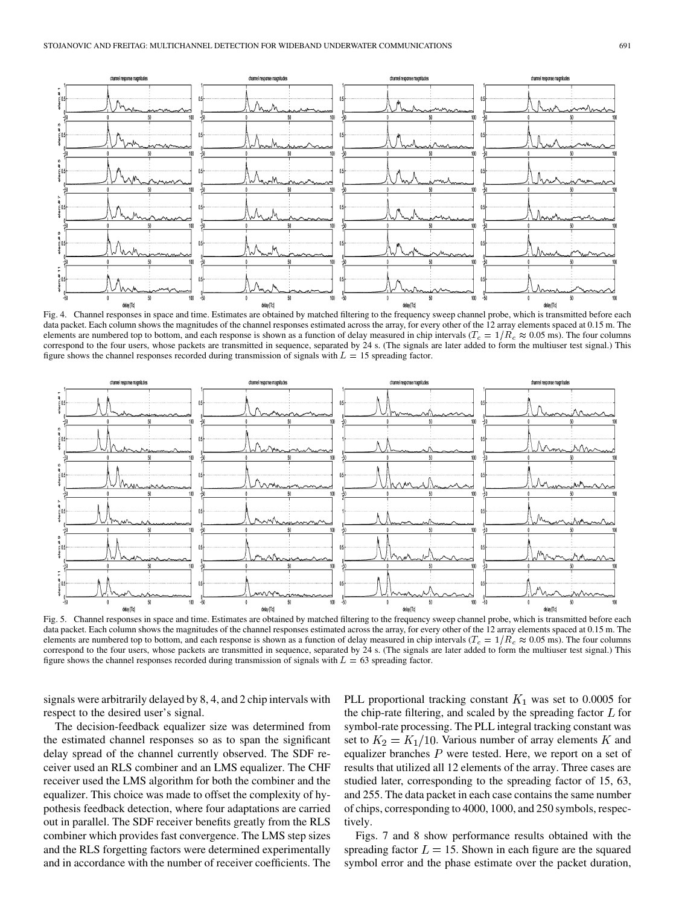Fig. 4. Channel responses in space and time. Estimates are obtained by matched filtering to the frequency sweep channel probe, which is transmitted before each data packet. Each column shows the magnitudes of the channel responses estimated across the array, for every other of the 12 array elements spaced at 0.15 m. The elements are numbered top to bottom, and each response is shown as a function of delay measured in chip intervals ($T_c = 1/R_c \approx 0.05$ ms). The four columns correspond to the four users, whose packets are transmitted in sequence, separated by 24 s. (The signals are later added to form the multiuser test signal.) This figure shows the channel responses recorded during transmission of signals with $L = 15$ spreading factor.

Fig. 5. Channel responses in space and time. Estimates are obtained by matched filtering to the frequency sweep channel probe, which is transmitted before each data packet. Each column shows the magnitudes of the channel responses estimated across the array, for every other of the 12 array elements spaced at 0.15 m. The elements are numbered top to bottom, and each response is shown as a function of delay measured in chip intervals ($T_c = 1/R_c \approx 0.05$ ms). The four columns correspond to the four users, whose packets are transmitted in sequence, separated by 24 s. (The signals are later added to form the multiuser test signal.) This figure shows the channel responses recorded during transmission of signals with $L = 63$ spreading factor.

signals were arbitrarily delayed by 8, 4, and 2 chip intervals with respect to the desired user's signal.

The decision-feedback equalizer size was determined from the estimated channel responses so as to span the significant delay spread of the channel currently observed. The SDF receiver used an RLS combiner and an LMS equalizer. The CHF receiver used the LMS algorithm for both the combiner and the equalizer. This choice was made to offset the complexity of hypothesis feedback detection, where four adaptations are carried out in parallel. The SDF receiver benefits greatly from the RLS combiner which provides fast convergence. The LMS step sizes and the RLS forgetting factors were determined experimentally and in accordance with the number of receiver coefficients. The PLL proportional tracking constant $K_1$ was set to 0.0005 for the chip-rate filtering, and scaled by the spreading factor $L$ for symbol-rate processing. The PLL integral tracking constant was set to $K_2 = K_1/10$. Various number of array elements $K$ and equalizer branches $P$ were tested. Here, we report on a set of results that utilized all 12 elements of the array. Three cases are studied later, corresponding to the spreading factor of 15, 63, and 255. The data packet in each case contains the same number of chips, corresponding to 4000, 1000, and 250 symbols, respectively.

Figs. 7 and 8 show performance results obtained with the spreading factor $L = 15$. Shown in each figure are the squared symbol error and the phase estimate over the packet duration,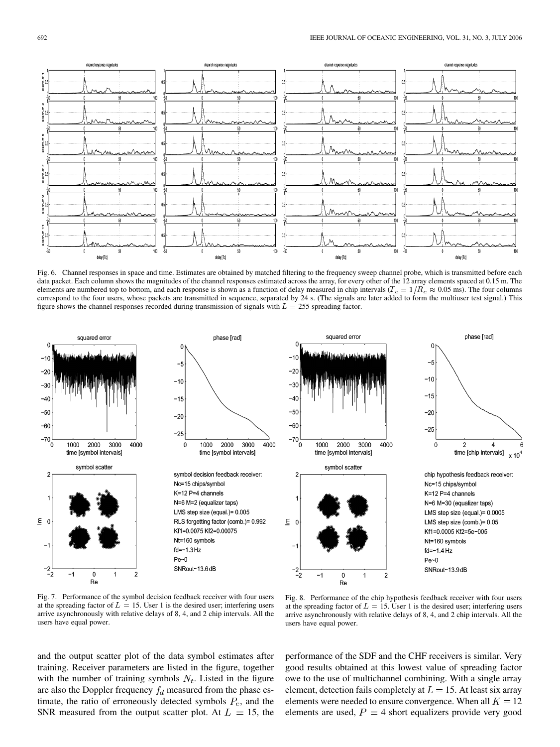Fig. 6. Channel responses in space and time. Estimates are obtained by matched filtering to the frequency sweep channel probe, which is transmitted before each data packet. Each column shows the magnitudes of the channel responses estimated across the array, for every other of the 12 array elements spaced at 0.15 m. The elements are numbered top to bottom, and each response is shown as a function of delay measured in chip intervals ($T_c = 1/R_c \approx 0.05$ ms). The four columns correspond to the four users, whose packets are transmitted in sequence, separated by 24 s. (The signals are later added to form the multiuser test signal.) This figure shows the channel responses recorded during transmission of signals with $L = 255$ spreading factor.

symbol decision feedback receiver:
Nc=15 chips/symbol
K=12 P=4 channels
N=6 M=2 (equalizer taps)
LMS step size (equal.)= 0.005
RLS forgetting factor (comb.)= 0.992
Kf1=0.0075 Kf2=0.00075
Nt=160 symbols
fd=−1.3 Hz
Pe~0
SNRout~13.6 dB

Fig. 7. Performance of the symbol decision feedback receiver with four users at the spreading factor of $L = 15$. User 1 is the desired user; interfering users arrive asynchronously with relative delays of 8, 4, and 2 chip intervals. All the users have equal power.

chip hypothesis feedback receiver:
Nc=15 chips/symbol
K=12 P=4 channels
N=6 M=30 (equalizer taps)
LMS step size (equal.)= 0.0005
LMS step size (comb.)= 0.05
Kf1=0.0005 Kf2=5e−005
Nt=160 symbols
fd=−1.4 Hz
Pe~0
SNRout~13.9 dB

Fig. 8. Performance of the chip hypothesis feedback receiver with four users at the spreading factor of $L = 15$. User 1 is the desired user; interfering users arrive asynchronously with relative delays of 8, 4, and 2 chip intervals. All the users have equal power.

and the output scatter plot of the data symbol estimates after training. Receiver parameters are listed in the figure, together with the number of training symbols $N_t$. Listed in the figure are also the Doppler frequency $f_d$ measured from the phase estimate, the ratio of erroneously detected symbols $P_e$, and the SNR measured from the output scatter plot. At $L = 15$, the performance of the SDF and the CHF receivers is similar. Very good results obtained at this lowest value of spreading factor owe to the use of multichannel combining. With a single array element, detection fails completely at $L = 15$. At least six array elements were needed to ensure convergence. When all $K = 12$ elements are used, $P = 4$ short equalizers provide very good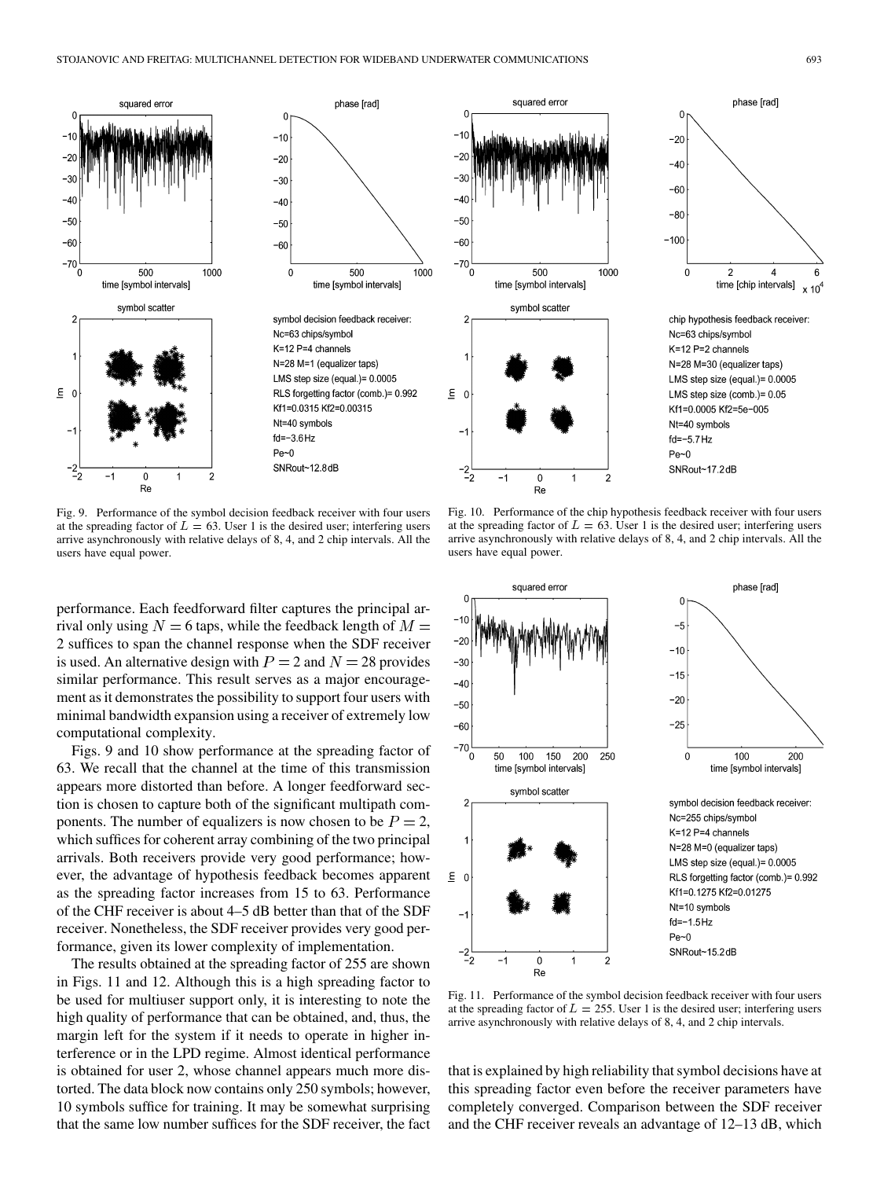Fig. 9. Performance of the symbol decision feedback receiver with four users at the spreading factor of $L = 63$. User 1 is the desired user; interfering users arrive asynchronously with relative delays of 8, 4, and 2 chip intervals. All the users have equal power.

Fig. 10. Performance of the chip hypothesis feedback receiver with four users at the spreading factor of $L = 63$. User 1 is the desired user; interfering users arrive asynchronously with relative delays of 8, 4, and 2 chip intervals. All the users have equal power.

performance. Each feedforward filter captures the principal arrival only using $N = 6$ taps, while the feedback length of $M = 2$ suffices to span the channel response when the SDF receiver is used. An alternative design with $P = 2$ and $N = 28$ provides similar performance. This result serves as a major encouragement as it demonstrates the possibility to support four users with minimal bandwidth expansion using a receiver of extremely low computational complexity.

Figs. 9 and 10 show performance at the spreading factor of 63. We recall that the channel at the time of this transmission appears more distorted than before. A longer feedforward section is chosen to capture both of the significant multipath components. The number of equalizers is now chosen to be $P = 2$, which suffices for coherent array combining of the two principal arrivals. Both receivers provide very good performance; however, the advantage of hypothesis feedback becomes apparent as the spreading factor increases from 15 to 63. Performance of the CHF receiver is about 4–5 dB better than that of the SDF receiver. Nonetheless, the SDF receiver provides very good performance, given its lower complexity of implementation.

The results obtained at the spreading factor of 255 are shown in Figs. 11 and 12. Although this is a high spreading factor to be used for multiuser support only, it is interesting to note the high quality of performance that can be obtained, and, thus, the margin left for the system if it needs to operate in higher interference or in the LPD regime. Almost identical performance is obtained for user 2, whose channel appears much more distorted. The data block now contains only 250 symbols; however, 10 symbols suffice for training. It may be somewhat surprising that the same low number suffices for the SDF receiver, the fact that is explained by high reliability that symbol decisions have at this spreading factor even before the receiver parameters have completely converged. Comparison between the SDF receiver and the CHF receiver reveals an advantage of 12–13 dB, which

Fig. 11. Performance of the symbol decision feedback receiver with four users at the spreading factor of $L = 255$. User 1 is the desired user; interfering users arrive asynchronously with relative delays of 8, 4, and 2 chip intervals.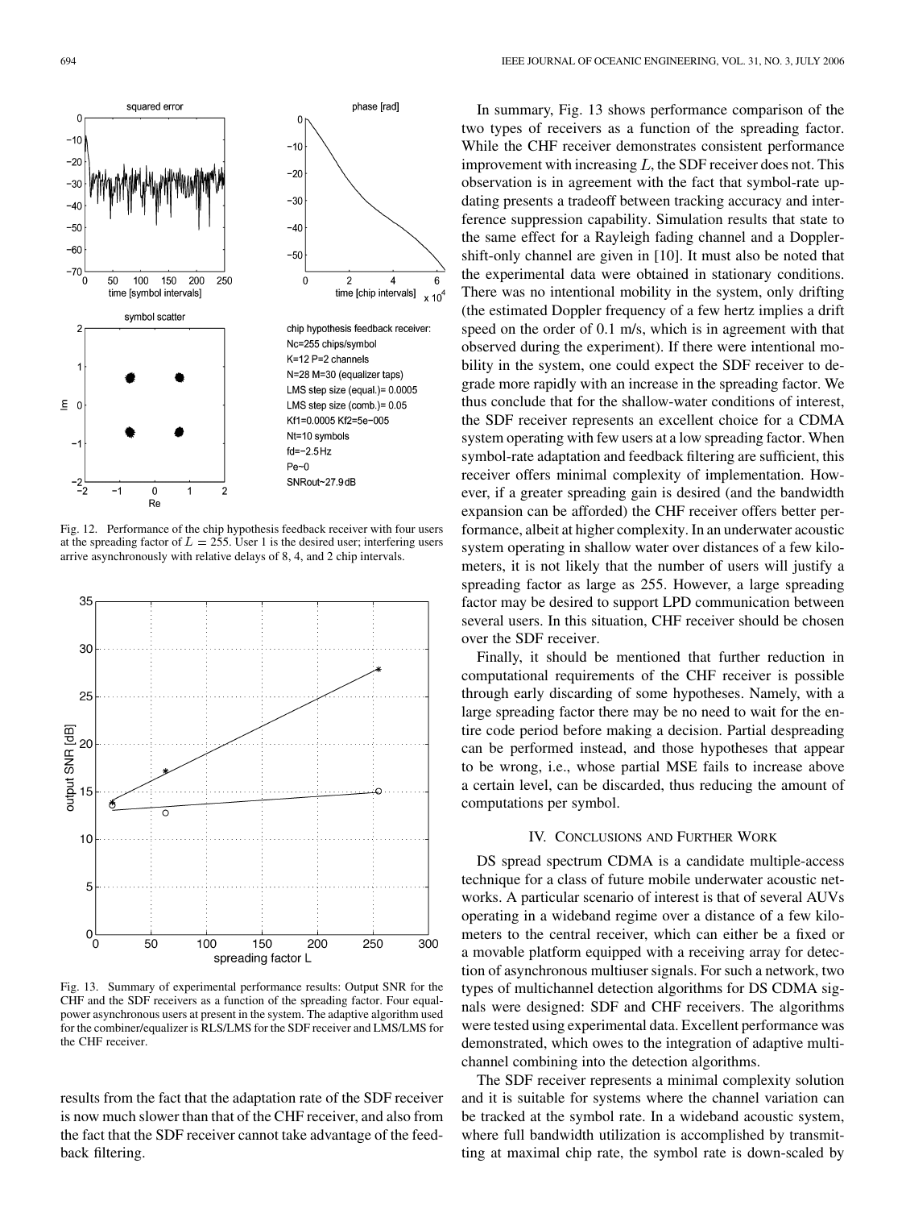squared error

time [symbol intervals]

phase [rad]

time [chip intervals] x 10^4

symbol scatter

Re

Im

chip hypothesis feedback receiver:
Nc=255 chips/symbol
K=12 P=2 channels
N=28 M=30 (equalizer taps)
LMS step size (equal.)= 0.0005
LMS step size (comb.)= 0.05
Kf1=0.0005 Kf2=5e−005
Nt=10 symbols
fd=−2.5 Hz
Pe~0
SNRout~27.9 dB

Fig. 12. Performance of the chip hypothesis feedback receiver with four users at the spreading factor of $L = 255$. User 1 is the desired user; interfering users arrive asynchronously with relative delays of 8, 4, and 2 chip intervals.

output SNR [dB]

spreading factor L

Fig. 13. Summary of experimental performance results: Output SNR for the CHF and the SDF receivers as a function of the spreading factor. Four equal-power asynchronous users at present in the system. The adaptive algorithm used for the combiner/equalizer is RLS/LMS for the SDF receiver and LMS/LMS for the CHF receiver.

results from the fact that the adaptation rate of the SDF receiver is now much slower than that of the CHF receiver, and also from the fact that the SDF receiver cannot take advantage of the feedback filtering.

In summary, Fig. 13 shows performance comparison of the two types of receivers as a function of the spreading factor. While the CHF receiver demonstrates consistent performance improvement with increasing $L$, the SDF receiver does not. This observation is in agreement with the fact that symbol-rate updating presents a tradeoff between tracking accuracy and interference suppression capability. Simulation results that state to the same effect for a Rayleigh fading channel and a Doppler-shift-only channel are given in [10]. It must also be noted that the experimental data were obtained in stationary conditions. There was no intentional mobility in the system, only drifting (the estimated Doppler frequency of a few hertz implies a drift speed on the order of 0.1 m/s, which is in agreement with that observed during the experiment). If there were intentional mobility in the system, one could expect the SDF receiver to degrade more rapidly with an increase in the spreading factor. We thus conclude that for the shallow-water conditions of interest, the SDF receiver represents an excellent choice for a CDMA system operating with few users at a low spreading factor. When symbol-rate adaptation and feedback filtering are sufficient, this receiver offers minimal complexity of implementation. However, if a greater spreading gain is desired (and the bandwidth expansion can be afforded) the CHF receiver offers better performance, albeit at higher complexity. In an underwater acoustic system operating in shallow water over distances of a few kilometers, it is not likely that the number of users will justify a spreading factor as large as 255. However, a large spreading factor may be desired to support LPD communication between several users. In this situation, CHF receiver should be chosen over the SDF receiver.

Finally, it should be mentioned that further reduction in computational requirements of the CHF receiver is possible through early discarding of some hypotheses. Namely, with a large spreading factor there may be no need to wait for the entire code period before making a decision. Partial despreading can be performed instead, and those hypotheses that appear to be wrong, i.e., whose partial MSE fails to increase above a certain level, can be discarded, thus reducing the amount of computations per symbol.

## IV. Conclusions and Further Work

DS spread spectrum CDMA is a candidate multiple-access technique for a class of future mobile underwater acoustic networks. A particular scenario of interest is that of several AUVs operating in a wideband regime over a distance of a few kilometers to the central receiver, which can either be a fixed or a movable platform equipped with a receiving array for detection of asynchronous multiuser signals. For such a network, two types of multichannel detection algorithms for DS CDMA signals were designed: SDF and CHF receivers. The algorithms were tested using experimental data. Excellent performance was demonstrated, which owes to the integration of adaptive multichannel combining into the detection algorithms.

The SDF receiver represents a minimal complexity solution and it is suitable for systems where the channel variation can be tracked at the symbol rate. In a wideband acoustic system, where full bandwidth utilization is accomplished by transmitting at maximal chip rate, the symbol rate is down-scaled by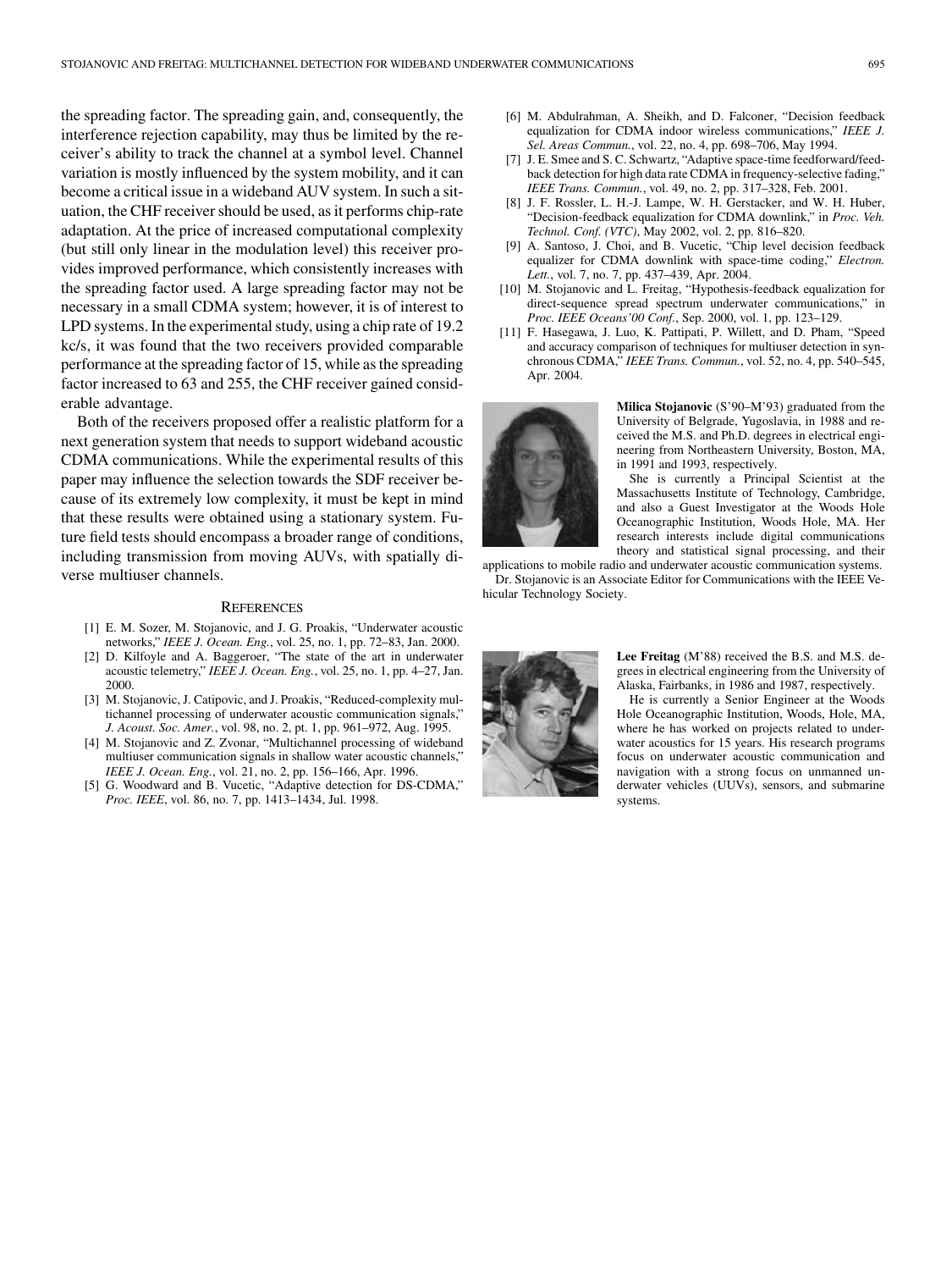the spreading factor. The spreading gain, and, consequently, the interference rejection capability, may thus be limited by the receiver's ability to track the channel at a symbol level. Channel variation is mostly influenced by the system mobility, and it can become a critical issue in a wideband AUV system. In such a situation, the CHF receiver should be used, as it performs chip-rate adaptation. At the price of increased computational complexity (but still only linear in the modulation level) this receiver provides improved performance, which consistently increases with the spreading factor used. A large spreading factor may not be necessary in a small CDMA system; however, it is of interest to LPD systems. In the experimental study, using a chip rate of 19.2 kc/s, it was found that the two receivers provided comparable performance at the spreading factor of 15, while as the spreading factor increased to 63 and 255, the CHF receiver gained considerable advantage.

Both of the receivers proposed offer a realistic platform for a next generation system that needs to support wideband acoustic CDMA communications. While the experimental results of this paper may influence the selection towards the SDF receiver because of its extremely low complexity, it must be kept in mind that these results were obtained using a stationary system. Future field tests should encompass a broader range of conditions, including transmission from moving AUVs, with spatially diverse multiuser channels.

## References

[1] E. M. Sozer, M. Stojanovic, and J. G. Proakis, "Underwater acoustic networks," *IEEE J. Ocean. Eng.*, vol. 25, no. 1, pp. 72–83, Jan. 2000.

[2] D. Kilfoyle and A. Baggeroer, "The state of the art in underwater acoustic telemetry," *IEEE J. Ocean. Eng.*, vol. 25, no. 1, pp. 4–27, Jan. 2000.

[3] M. Stojanovic, J. Catipovic, and J. Proakis, "Reduced-complexity multichannel processing of underwater acoustic communication signals," *J. Acoust. Soc. Amer.*, vol. 98, no. 2, pt. 1, pp. 961–972, Aug. 1995.

[4] M. Stojanovic and Z. Zvonar, "Multichannel processing of wideband multiuser communication signals in shallow water acoustic channels," *IEEE J. Ocean. Eng.*, vol. 21, no. 2, pp. 156–166, Apr. 1996.

[5] G. Woodward and B. Vucetic, "Adaptive detection for DS-CDMA," *Proc. IEEE*, vol. 86, no. 7, pp. 1413–1434, Jul. 1998.

[6] M. Abdulrahman, A. Sheikh, and D. Falconer, "Decision feedback equalization for CDMA indoor wireless communications," *IEEE J. Sel. Areas Commun.*, vol. 22, no. 4, pp. 698–706, May 1994.

[7] J. E. Smee and S. C. Schwartz, "Adaptive space-time feedforward/feedback detection for high data rate CDMA in frequency-selective fading," *IEEE Trans. Commun.*, vol. 49, no. 2, pp. 317–328, Feb. 2001.

[8] J. F. Rossler, L. H.-J. Lampe, W. H. Gerstacker, and W. H. Huber, "Decision-feedback equalization for CDMA downlink," in *Proc. Veh. Technol. Conf. (VTC)*, May 2002, vol. 2, pp. 816–820.

[9] A. Santoso, J. Choi, and B. Vucetic, "Chip level decision feedback equalizer for CDMA downlink with space-time coding," *Electron. Lett.*, vol. 7, no. 7, pp. 437–439, Apr. 2004.

[10] M. Stojanovic and L. Freitag, "Hypothesis-feedback equalization for direct-sequence spread spectrum underwater communications," in *Proc. IEEE Oceans'00 Conf.*, Sep. 2000, vol. 1, pp. 123–129.

[11] F. Hasegawa, J. Luo, K. Pattipati, P. Willett, and D. Pham, "Speed and accuracy comparison of techniques for multiuser detection in synchronous CDMA," *IEEE Trans. Commun.*, vol. 52, no. 4, pp. 540–545, Apr. 2004.

**Milica Stojanovic** (S'90–M'93) graduated from the University of Belgrade, Yugoslavia, in 1988 and received the M.S. and Ph.D. degrees in electrical engineering from Northeastern University, Boston, MA, in 1991 and 1993, respectively.

She is currently a Principal Scientist at the Massachusetts Institute of Technology, Cambridge, and also a Guest Investigator at the Woods Hole Oceanographic Institution, Woods Hole, MA. Her research interests include digital communications theory and statistical signal processing, and their applications to mobile radio and underwater acoustic communication systems.

Dr. Stojanovic is an Associate Editor for Communications with the IEEE Vehicular Technology Society.

**Lee Freitag** (M'88) received the B.S. and M.S. degrees in electrical engineering from the University of Alaska, Fairbanks, in 1986 and 1987, respectively.

He is currently a Senior Engineer at the Woods Hole Oceanographic Institution, Woods, Hole, MA, where he has worked on projects related to underwater acoustics for 15 years. His research programs focus on underwater acoustic communication and navigation with a strong focus on unmanned underwater vehicles (UUVs), sensors, and submarine systems.